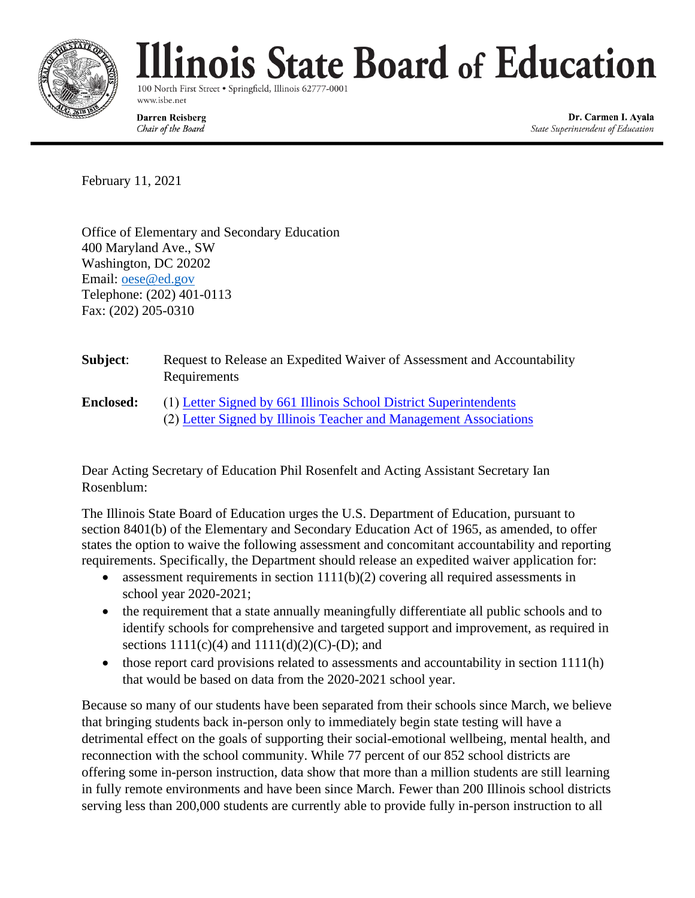# Illinois State Board of Education

100 North First Street • Springfield, Illinois 62777-0001
www.isbe.net

**Darren Reisberg**
*Chair of the Board*

**Dr. Carmen I. Ayala**
*State Superintendent of Education*

February 11, 2021

Office of Elementary and Secondary Education
400 Maryland Ave., SW
Washington, DC 20202
Email: oese@ed.gov
Telephone: (202) 401-0113
Fax: (202) 205-0310

**Subject**: Request to Release an Expedited Waiver of Assessment and Accountability Requirements

**Enclosed:** (1) Letter Signed by 661 Illinois School District Superintendents
(2) Letter Signed by Illinois Teacher and Management Associations

Dear Acting Secretary of Education Phil Rosenfelt and Acting Assistant Secretary Ian Rosenblum:

The Illinois State Board of Education urges the U.S. Department of Education, pursuant to section 8401(b) of the Elementary and Secondary Education Act of 1965, as amended, to offer states the option to waive the following assessment and concomitant accountability and reporting requirements. Specifically, the Department should release an expedited waiver application for:

- assessment requirements in section 1111(b)(2) covering all required assessments in school year 2020-2021;
- the requirement that a state annually meaningfully differentiate all public schools and to identify schools for comprehensive and targeted support and improvement, as required in sections 1111(c)(4) and 1111(d)(2)(C)-(D); and
- those report card provisions related to assessments and accountability in section 1111(h) that would be based on data from the 2020-2021 school year.

Because so many of our students have been separated from their schools since March, we believe that bringing students back in-person only to immediately begin state testing will have a detrimental effect on the goals of supporting their social-emotional wellbeing, mental health, and reconnection with the school community. While 77 percent of our 852 school districts are offering some in-person instruction, data show that more than a million students are still learning in fully remote environments and have been since March. Fewer than 200 Illinois school districts serving less than 200,000 students are currently able to provide fully in-person instruction to all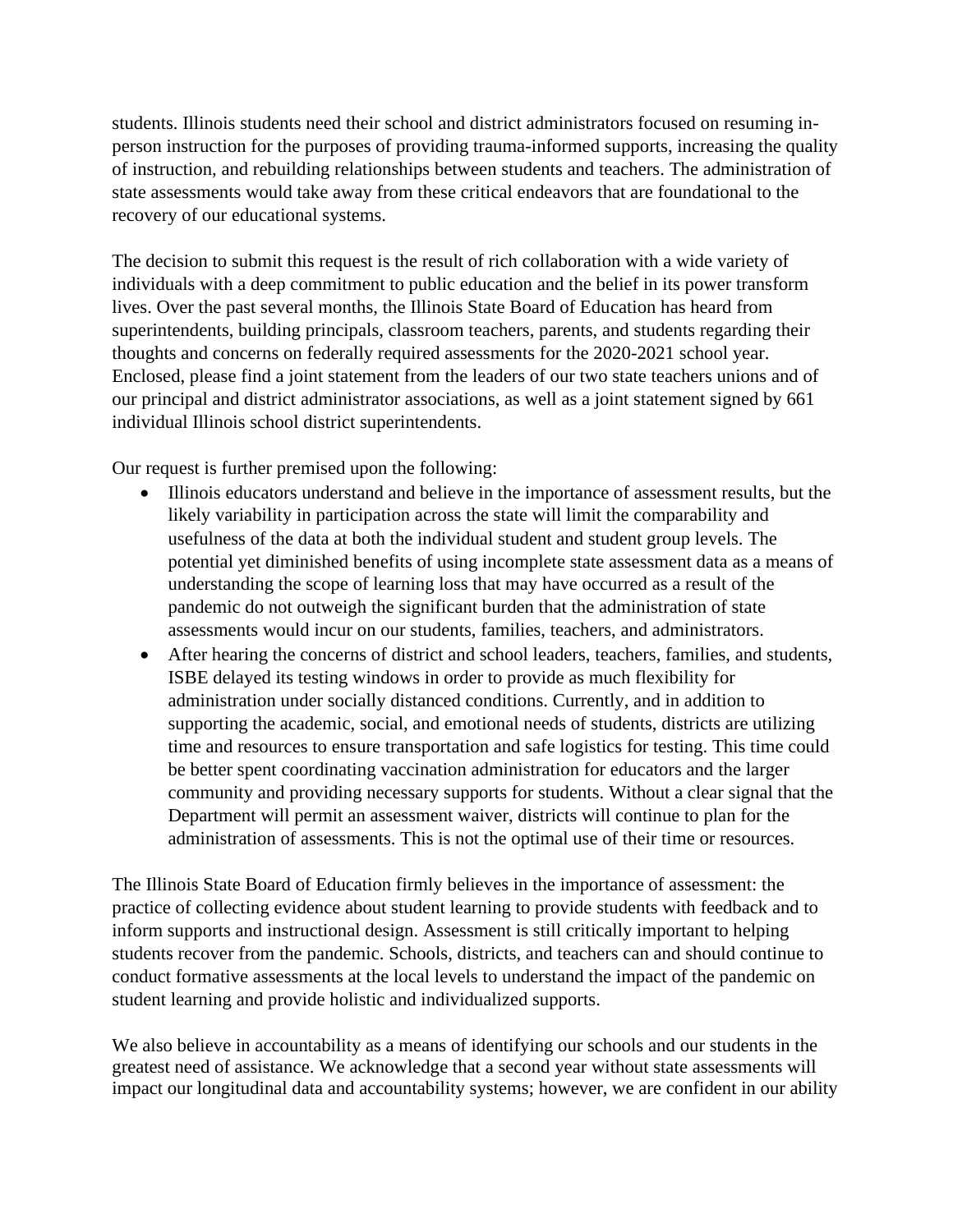students. Illinois students need their school and district administrators focused on resuming in-person instruction for the purposes of providing trauma-informed supports, increasing the quality of instruction, and rebuilding relationships between students and teachers. The administration of state assessments would take away from these critical endeavors that are foundational to the recovery of our educational systems.

The decision to submit this request is the result of rich collaboration with a wide variety of individuals with a deep commitment to public education and the belief in its power transform lives. Over the past several months, the Illinois State Board of Education has heard from superintendents, building principals, classroom teachers, parents, and students regarding their thoughts and concerns on federally required assessments for the 2020-2021 school year. Enclosed, please find a joint statement from the leaders of our two state teachers unions and of our principal and district administrator associations, as well as a joint statement signed by 661 individual Illinois school district superintendents.

Our request is further premised upon the following:

- Illinois educators understand and believe in the importance of assessment results, but the likely variability in participation across the state will limit the comparability and usefulness of the data at both the individual student and student group levels. The potential yet diminished benefits of using incomplete state assessment data as a means of understanding the scope of learning loss that may have occurred as a result of the pandemic do not outweigh the significant burden that the administration of state assessments would incur on our students, families, teachers, and administrators.
- After hearing the concerns of district and school leaders, teachers, families, and students, ISBE delayed its testing windows in order to provide as much flexibility for administration under socially distanced conditions. Currently, and in addition to supporting the academic, social, and emotional needs of students, districts are utilizing time and resources to ensure transportation and safe logistics for testing. This time could be better spent coordinating vaccination administration for educators and the larger community and providing necessary supports for students. Without a clear signal that the Department will permit an assessment waiver, districts will continue to plan for the administration of assessments. This is not the optimal use of their time or resources.

The Illinois State Board of Education firmly believes in the importance of assessment: the practice of collecting evidence about student learning to provide students with feedback and to inform supports and instructional design. Assessment is still critically important to helping students recover from the pandemic. Schools, districts, and teachers can and should continue to conduct formative assessments at the local levels to understand the impact of the pandemic on student learning and provide holistic and individualized supports.

We also believe in accountability as a means of identifying our schools and our students in the greatest need of assistance. We acknowledge that a second year without state assessments will impact our longitudinal data and accountability systems; however, we are confident in our ability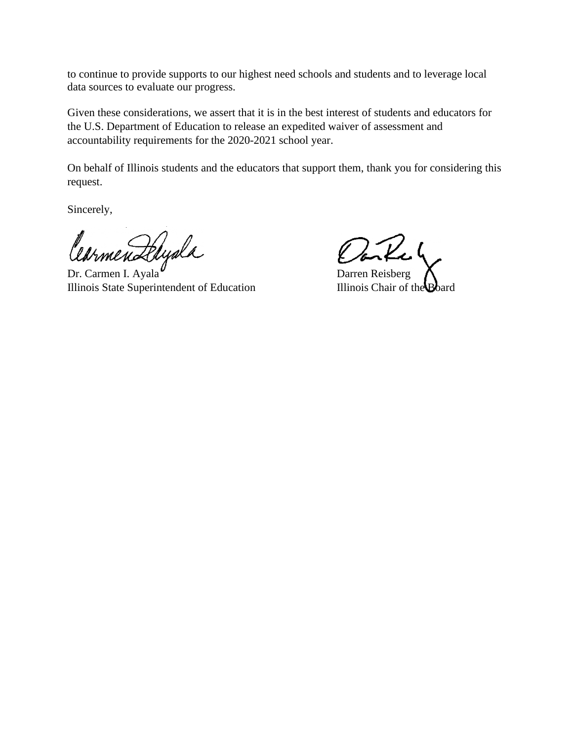to continue to provide supports to our highest need schools and students and to leverage local data sources to evaluate our progress.

Given these considerations, we assert that it is in the best interest of students and educators for the U.S. Department of Education to release an expedited waiver of assessment and accountability requirements for the 2020-2021 school year.

On behalf of Illinois students and the educators that support them, thank you for considering this request.

Sincerely,

Dr. Carmen I. Ayala
Illinois State Superintendent of Education

Darren Reisberg
Illinois Chair of the Board